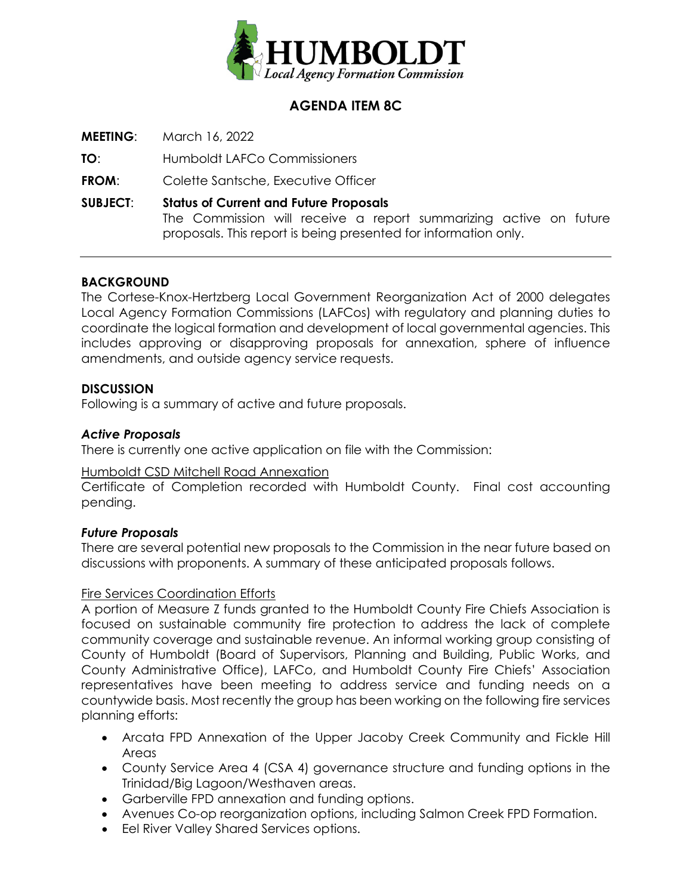HUMBOLDT
Local Agency Formation Commission

# AGENDA ITEM 8C

**MEETING**: March 16, 2022

**TO**: Humboldt LAFCo Commissioners

**FROM**: Colette Santsche, Executive Officer

**SUBJECT**: **Status of Current and Future Proposals**
The Commission will receive a report summarizing active on future proposals. This report is being presented for information only.

---

## BACKGROUND

The Cortese-Knox-Hertzberg Local Government Reorganization Act of 2000 delegates Local Agency Formation Commissions (LAFCos) with regulatory and planning duties to coordinate the logical formation and development of local governmental agencies. This includes approving or disapproving proposals for annexation, sphere of influence amendments, and outside agency service requests.

## DISCUSSION

Following is a summary of active and future proposals.

### *Active Proposals*

There is currently one active application on file with the Commission:

Humboldt CSD Mitchell Road Annexation

Certificate of Completion recorded with Humboldt County. Final cost accounting pending.

### *Future Proposals*

There are several potential new proposals to the Commission in the near future based on discussions with proponents. A summary of these anticipated proposals follows.

Fire Services Coordination Efforts

A portion of Measure Z funds granted to the Humboldt County Fire Chiefs Association is focused on sustainable community fire protection to address the lack of complete community coverage and sustainable revenue. An informal working group consisting of County of Humboldt (Board of Supervisors, Planning and Building, Public Works, and County Administrative Office), LAFCo, and Humboldt County Fire Chiefs' Association representatives have been meeting to address service and funding needs on a countywide basis. Most recently the group has been working on the following fire services planning efforts:

- Arcata FPD Annexation of the Upper Jacoby Creek Community and Fickle Hill Areas
- County Service Area 4 (CSA 4) governance structure and funding options in the Trinidad/Big Lagoon/Westhaven areas.
- Garberville FPD annexation and funding options.
- Avenues Co-op reorganization options, including Salmon Creek FPD Formation.
- Eel River Valley Shared Services options.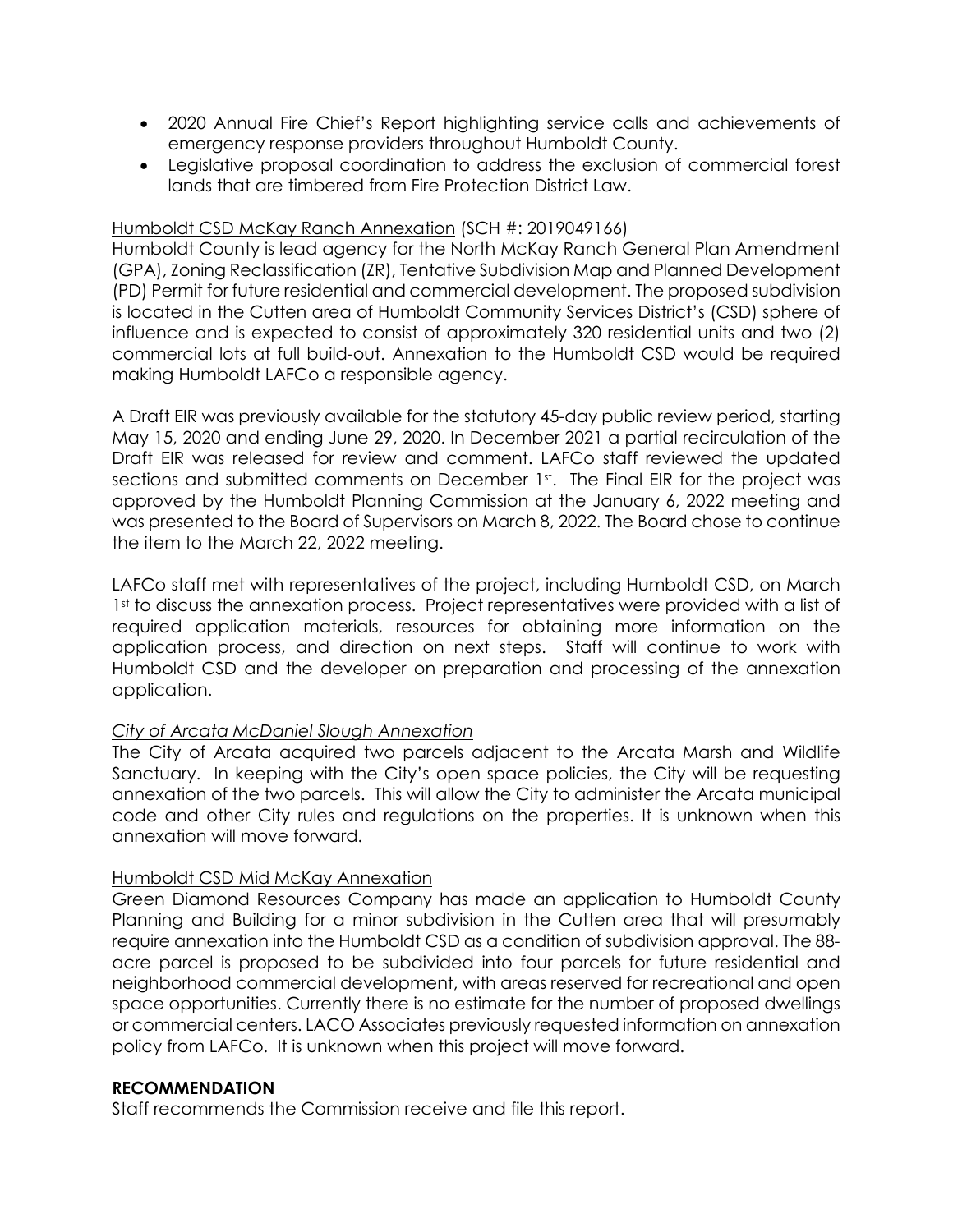- 2020 Annual Fire Chief's Report highlighting service calls and achievements of emergency response providers throughout Humboldt County.
- Legislative proposal coordination to address the exclusion of commercial forest lands that are timbered from Fire Protection District Law.

Humboldt CSD McKay Ranch Annexation (SCH #: 2019049166)

Humboldt County is lead agency for the North McKay Ranch General Plan Amendment (GPA), Zoning Reclassification (ZR), Tentative Subdivision Map and Planned Development (PD) Permit for future residential and commercial development. The proposed subdivision is located in the Cutten area of Humboldt Community Services District's (CSD) sphere of influence and is expected to consist of approximately 320 residential units and two (2) commercial lots at full build-out. Annexation to the Humboldt CSD would be required making Humboldt LAFCo a responsible agency.

A Draft EIR was previously available for the statutory 45-day public review period, starting May 15, 2020 and ending June 29, 2020. In December 2021 a partial recirculation of the Draft EIR was released for review and comment. LAFCo staff reviewed the updated sections and submitted comments on December 1st. The Final EIR for the project was approved by the Humboldt Planning Commission at the January 6, 2022 meeting and was presented to the Board of Supervisors on March 8, 2022. The Board chose to continue the item to the March 22, 2022 meeting.

LAFCo staff met with representatives of the project, including Humboldt CSD, on March 1st to discuss the annexation process. Project representatives were provided with a list of required application materials, resources for obtaining more information on the application process, and direction on next steps. Staff will continue to work with Humboldt CSD and the developer on preparation and processing of the annexation application.

*City of Arcata McDaniel Slough Annexation*

The City of Arcata acquired two parcels adjacent to the Arcata Marsh and Wildlife Sanctuary. In keeping with the City's open space policies, the City will be requesting annexation of the two parcels. This will allow the City to administer the Arcata municipal code and other City rules and regulations on the properties. It is unknown when this annexation will move forward.

Humboldt CSD Mid McKay Annexation

Green Diamond Resources Company has made an application to Humboldt County Planning and Building for a minor subdivision in the Cutten area that will presumably require annexation into the Humboldt CSD as a condition of subdivision approval. The 88-acre parcel is proposed to be subdivided into four parcels for future residential and neighborhood commercial development, with areas reserved for recreational and open space opportunities. Currently there is no estimate for the number of proposed dwellings or commercial centers. LACO Associates previously requested information on annexation policy from LAFCo. It is unknown when this project will move forward.

**RECOMMENDATION**

Staff recommends the Commission receive and file this report.